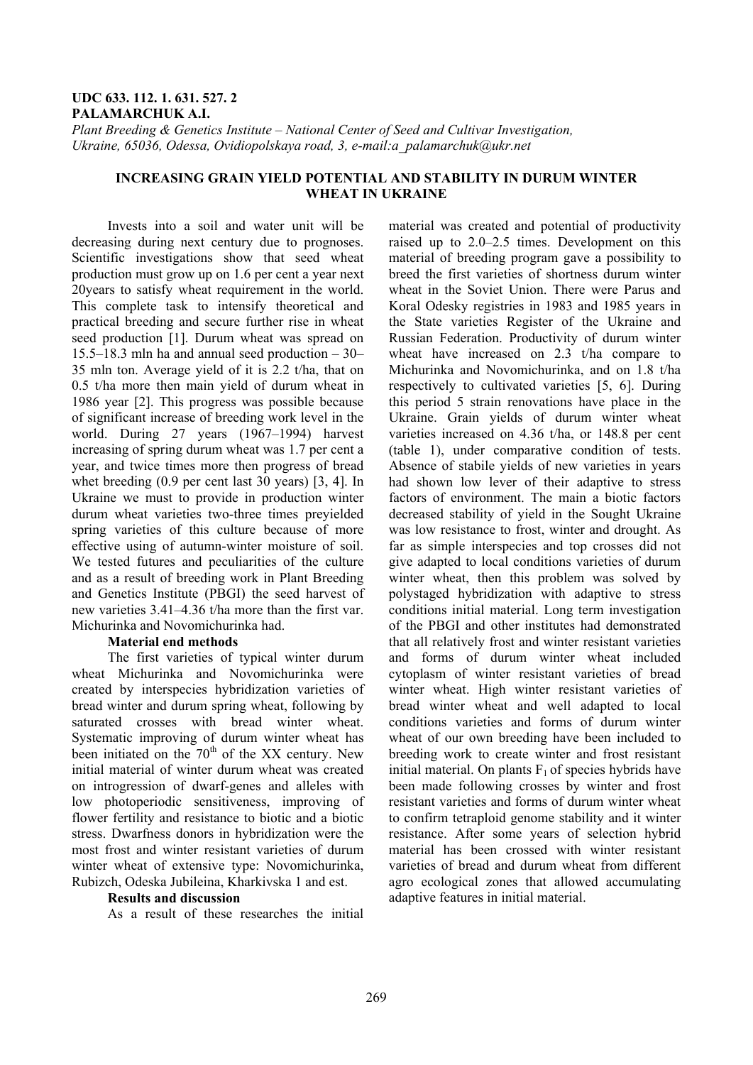**UDC 633. 112. 1. 631. 527. 2**
**PALAMARCHUK A.I.**
*Plant Breeding & Genetics Institute – National Center of Seed and Cultivar Investigation, Ukraine, 65036, Odessa, Ovidiopolskaya road, 3, e-mail:a_palamarchuk@ukr.net*

# INCREASING GRAIN YIELD POTENTIAL AND STABILITY IN DURUM WINTER WHEAT IN UKRAINE

Invests into a soil and water unit will be decreasing during next century due to prognoses. Scientific investigations show that seed wheat production must grow up on 1.6 per cent a year next 20years to satisfy wheat requirement in the world. This complete task to intensify theoretical and practical breeding and secure further rise in wheat seed production [1]. Durum wheat was spread on 15.5–18.3 mln ha and annual seed production – 30–35 mln ton. Average yield of it is 2.2 t/ha, that on 0.5 t/ha more then main yield of durum wheat in 1986 year [2]. This progress was possible because of significant increase of breeding work level in the world. During 27 years (1967–1994) harvest increasing of spring durum wheat was 1.7 per cent a year, and twice times more then progress of bread whet breeding (0.9 per cent last 30 years) [3, 4]. In Ukraine we must to provide in production winter durum wheat varieties two-three times preyielded spring varieties of this culture because of more effective using of autumn-winter moisture of soil. We tested futures and peculiarities of the culture and as a result of breeding work in Plant Breeding and Genetics Institute (PBGI) the seed harvest of new varieties 3.41–4.36 t/ha more than the first var. Michurinka and Novomichurinka had.

**Material end methods**

The first varieties of typical winter durum wheat Michurinka and Novomichurinka were created by interspecies hybridization varieties of bread winter and durum spring wheat, following by saturated crosses with bread winter wheat. Systematic improving of durum winter wheat has been initiated on the 70$^{th}$ of the XX century. New initial material of winter durum wheat was created on introgression of dwarf-genes and alleles with low photoperiodic sensitiveness, improving of flower fertility and resistance to biotic and a biotic stress. Dwarfness donors in hybridization were the most frost and winter resistant varieties of durum winter wheat of extensive type: Novomichurinka, Rubizch, Odeska Jubileina, Kharkivska 1 and est.

**Results and discussion**

As a result of these researches the initial material was created and potential of productivity raised up to 2.0–2.5 times. Development on this material of breeding program gave a possibility to breed the first varieties of shortness durum winter wheat in the Soviet Union. There were Parus and Koral Odesky registries in 1983 and 1985 years in the State varieties Register of the Ukraine and Russian Federation. Productivity of durum winter wheat have increased on 2.3 t/ha compare to Michurinka and Novomichurinka, and on 1.8 t/ha respectively to cultivated varieties [5, 6]. During this period 5 strain renovations have place in the Ukraine. Grain yields of durum winter wheat varieties increased on 4.36 t/ha, or 148.8 per cent (table 1), under comparative condition of tests. Absence of stabile yields of new varieties in years had shown low lever of their adaptive to stress factors of environment. The main a biotic factors decreased stability of yield in the Sought Ukraine was low resistance to frost, winter and drought. As far as simple interspecies and top crosses did not give adapted to local conditions varieties of durum winter wheat, then this problem was solved by polystaged hybridization with adaptive to stress conditions initial material. Long term investigation of the PBGI and other institutes had demonstrated that all relatively frost and winter resistant varieties and forms of durum winter wheat included cytoplasm of winter resistant varieties of bread winter wheat. High winter resistant varieties of bread winter wheat and well adapted to local conditions varieties and forms of durum winter wheat of our own breeding have been included to breeding work to create winter and frost resistant initial material. On plants $F_1$ of species hybrids have been made following crosses by winter and frost resistant varieties and forms of durum winter wheat to confirm tetraploid genome stability and it winter resistance. After some years of selection hybrid material has been crossed with winter resistant varieties of bread and durum wheat from different agro ecological zones that allowed accumulating adaptive features in initial material.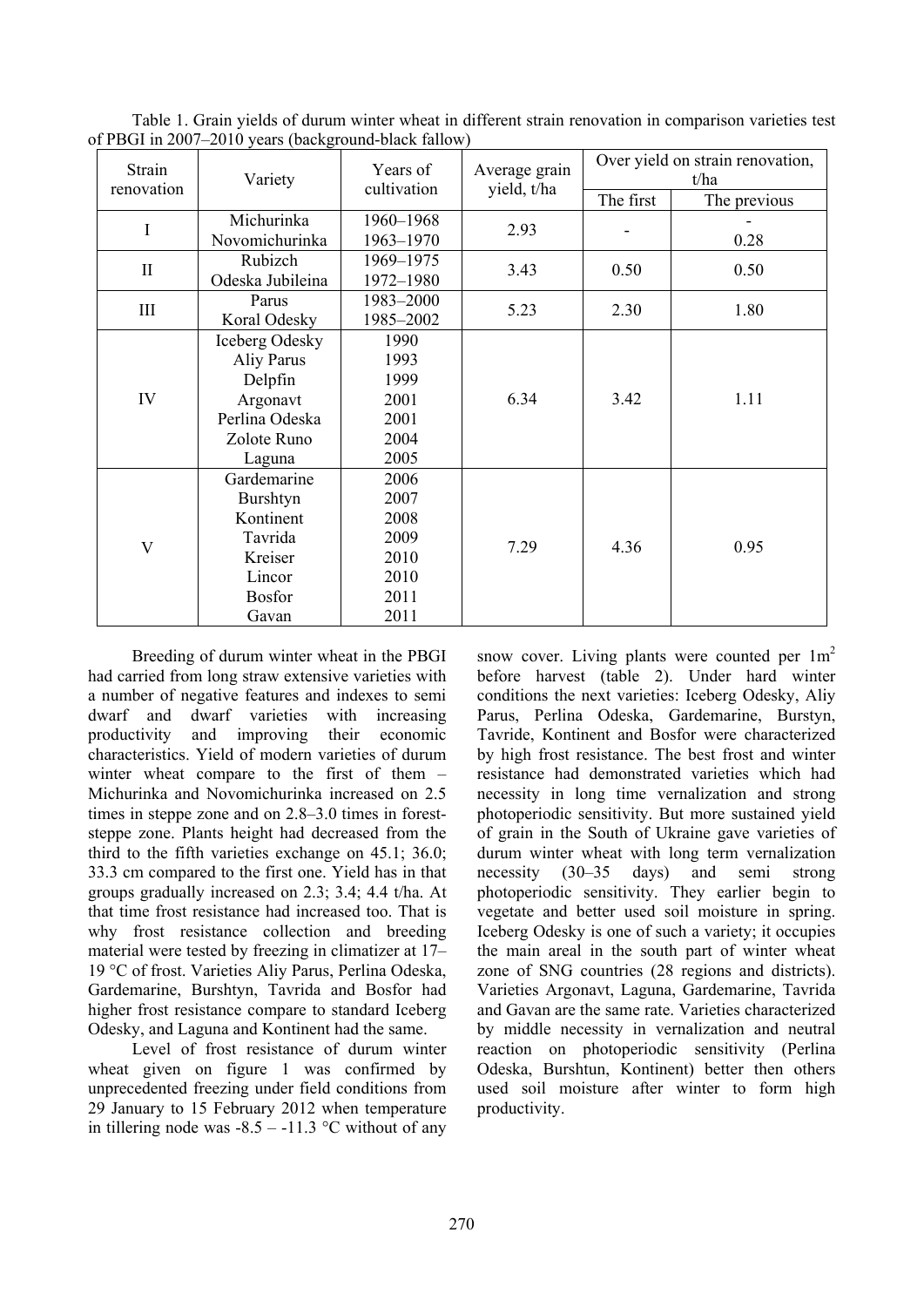Table 1. Grain yields of durum winter wheat in different strain renovation in comparison varieties test of PBGI in 2007–2010 years (background-black fallow)

| Strain renovation | Variety | Years of cultivation | Average grain yield, t/ha | Over yield on strain renovation, t/ha | |
|---|---|---|---|---|---|
| | | | | The first | The previous |
| I | Michurinka<br>Novomichurinka | 1960–1968<br>1963–1970 | 2.93 | - | -<br>0.28 |
| II | Rubizch<br>Odeska Jubileina | 1969–1975<br>1972–1980 | 3.43 | 0.50 | 0.50 |
| III | Parus<br>Koral Odesky | 1983–2000<br>1985–2002 | 5.23 | 2.30 | 1.80 |
| IV | Iceberg Odesky<br>Aliy Parus<br>Delpfin<br>Argonavt<br>Perlina Odeska<br>Zolote Runo<br>Laguna | 1990<br>1993<br>1999<br>2001<br>2001<br>2004<br>2005 | 6.34 | 3.42 | 1.11 |
| V | Gardemarine<br>Burshtyn<br>Kontinent<br>Tavrida<br>Kreiser<br>Lincor<br>Bosfor<br>Gavan | 2006<br>2007<br>2008<br>2009<br>2010<br>2010<br>2011<br>2011 | 7.29 | 4.36 | 0.95 |

Breeding of durum winter wheat in the PBGI had carried from long straw extensive varieties with a number of negative features and indexes to semi dwarf and dwarf varieties with increasing productivity and improving their economic characteristics. Yield of modern varieties of durum winter wheat compare to the first of them – Michurinka and Novomichurinka increased on 2.5 times in steppe zone and on 2.8–3.0 times in forest-steppe zone. Plants height had decreased from the third to the fifth varieties exchange on 45.1; 36.0; 33.3 cm compared to the first one. Yield has in that groups gradually increased on 2.3; 3.4; 4.4 t/ha. At that time frost resistance had increased too. That is why frost resistance collection and breeding material were tested by freezing in climatizer at 17–19 °C of frost. Varieties Aliy Parus, Perlina Odeska, Gardemarine, Burshtyn, Tavrida and Bosfor had higher frost resistance compare to standard Iceberg Odesky, and Laguna and Kontinent had the same.

Level of frost resistance of durum winter wheat given on figure 1 was confirmed by unprecedented freezing under field conditions from 29 January to 15 February 2012 when temperature in tillering node was -8.5 – -11.3 °C without of any snow cover. Living plants were counted per 1m$^2$ before harvest (table 2). Under hard winter conditions the next varieties: Iceberg Odesky, Aliy Parus, Perlina Odeska, Gardemarine, Burstyn, Tavride, Kontinent and Bosfor were characterized by high frost resistance. The best frost and winter resistance had demonstrated varieties which had necessity in long time vernalization and strong photoperiodic sensitivity. But more sustained yield of grain in the South of Ukraine gave varieties of durum winter wheat with long term vernalization necessity (30–35 days) and semi strong photoperiodic sensitivity. They earlier begin to vegetate and better used soil moisture in spring. Iceberg Odesky is one of such a variety; it occupies the main areal in the south part of winter wheat zone of SNG countries (28 regions and districts). Varieties Argonavt, Laguna, Gardemarine, Tavrida and Gavan are the same rate. Varieties characterized by middle necessity in vernalization and neutral reaction on photoperiodic sensitivity (Perlina Odeska, Burshtun, Kontinent) better then others used soil moisture after winter to form high productivity.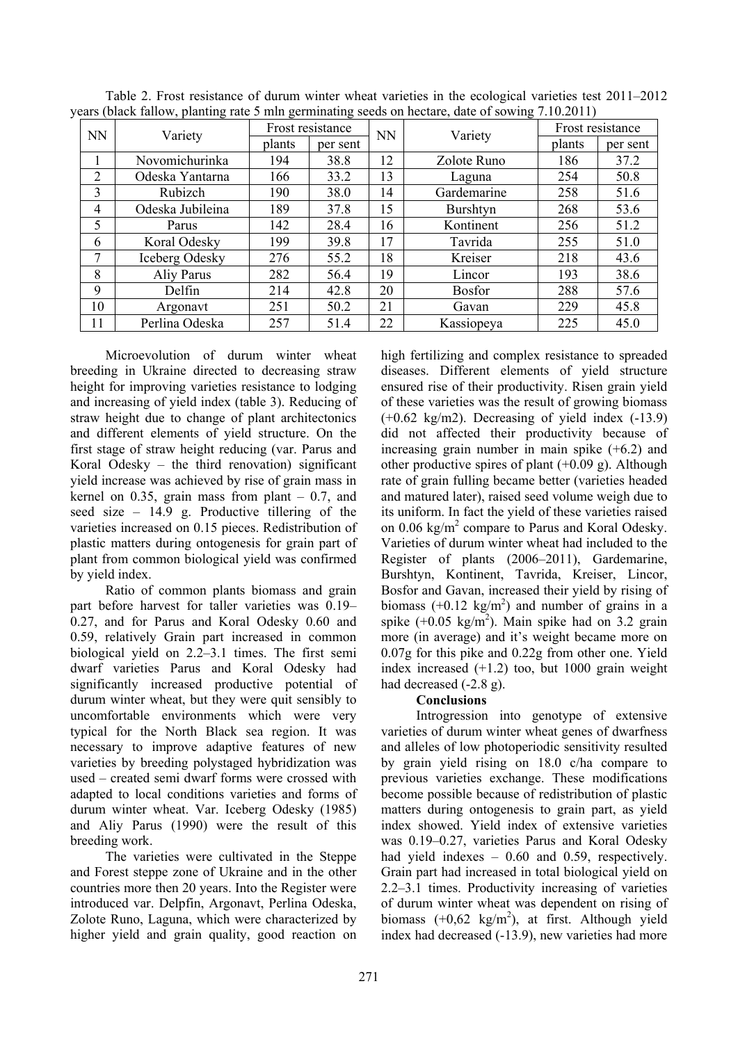Table 2. Frost resistance of durum winter wheat varieties in the ecological varieties test 2011–2012 years (black fallow, planting rate 5 mln germinating seeds on hectare, date of sowing 7.10.2011)

| NN | Variety | Frost resistance | | NN | Variety | Frost resistance | |
|---|---|---|---|---|---|---|---|
| | | plants | per sent | | | plants | per sent |
| 1 | Novomichurinka | 194 | 38.8 | 12 | Zolote Runo | 186 | 37.2 |
| 2 | Odeska Yantarna | 166 | 33.2 | 13 | Laguna | 254 | 50.8 |
| 3 | Rubizch | 190 | 38.0 | 14 | Gardemarine | 258 | 51.6 |
| 4 | Odeska Jubileina | 189 | 37.8 | 15 | Burshtyn | 268 | 53.6 |
| 5 | Parus | 142 | 28.4 | 16 | Kontinent | 256 | 51.2 |
| 6 | Koral Odesky | 199 | 39.8 | 17 | Tavrida | 255 | 51.0 |
| 7 | Iceberg Odesky | 276 | 55.2 | 18 | Kreiser | 218 | 43.6 |
| 8 | Aliy Parus | 282 | 56.4 | 19 | Lincor | 193 | 38.6 |
| 9 | Delfin | 214 | 42.8 | 20 | Bosfor | 288 | 57.6 |
| 10 | Argonavt | 251 | 50.2 | 21 | Gavan | 229 | 45.8 |
| 11 | Perlina Odeska | 257 | 51.4 | 22 | Kassiopeya | 225 | 45.0 |

Microevolution of durum winter wheat breeding in Ukraine directed to decreasing straw height for improving varieties resistance to lodging and increasing of yield index (table 3). Reducing of straw height due to change of plant architectonics and different elements of yield structure. On the first stage of straw height reducing (var. Parus and Koral Odesky – the third renovation) significant yield increase was achieved by rise of grain mass in kernel on 0.35, grain mass from plant – 0.7, and seed size – 14.9 g. Productive tillering of the varieties increased on 0.15 pieces. Redistribution of plastic matters during ontogenesis for grain part of plant from common biological yield was confirmed by yield index.

Ratio of common plants biomass and grain part before harvest for taller varieties was 0.19–0.27, and for Parus and Koral Odesky 0.60 and 0.59, relatively Grain part increased in common biological yield on 2.2–3.1 times. The first semi dwarf varieties Parus and Koral Odesky had significantly increased productive potential of durum winter wheat, but they were quit sensibly to uncomfortable environments which were very typical for the North Black sea region. It was necessary to improve adaptive features of new varieties by breeding polystaged hybridization was used – created semi dwarf forms were crossed with adapted to local conditions varieties and forms of durum winter wheat. Var. Iceberg Odesky (1985) and Aliy Parus (1990) were the result of this breeding work.

The varieties were cultivated in the Steppe and Forest steppe zone of Ukraine and in the other countries more then 20 years. Into the Register were introduced var. Delpfin, Argonavt, Perlina Odeska, Zolote Runo, Laguna, which were characterized by higher yield and grain quality, good reaction on high fertilizing and complex resistance to spreaded diseases. Different elements of yield structure ensured rise of their productivity. Risen grain yield of these varieties was the result of growing biomass (+0.62 kg/m2). Decreasing of yield index (-13.9) did not affected their productivity because of increasing grain number in main spike (+6.2) and other productive spires of plant (+0.09 g). Although rate of grain fulling became better (varieties headed and matured later), raised seed volume weigh due to its uniform. In fact the yield of these varieties raised on 0.06 kg/m$^2$ compare to Parus and Koral Odesky. Varieties of durum winter wheat had included to the Register of plants (2006–2011), Gardemarine, Burshtyn, Kontinent, Tavrida, Kreiser, Lincor, Bosfor and Gavan, increased their yield by rising of biomass (+0.12 kg/m$^2$) and number of grains in a spike (+0.05 kg/m$^2$). Main spike had on 3.2 grain more (in average) and it's weight became more on 0.07g for this pike and 0.22g from other one. Yield index increased (+1.2) too, but 1000 grain weight had decreased (-2.8 g).

**Conclusions**

Introgression into genotype of extensive varieties of durum winter wheat genes of dwarfness and alleles of low photoperiodic sensitivity resulted by grain yield rising on 18.0 c/ha compare to previous varieties exchange. These modifications become possible because of redistribution of plastic matters during ontogenesis to grain part, as yield index showed. Yield index of extensive varieties was 0.19–0.27, varieties Parus and Koral Odesky had yield indexes – 0.60 and 0.59, respectively. Grain part had increased in total biological yield on 2.2–3.1 times. Productivity increasing of varieties of durum winter wheat was dependent on rising of biomass (+0,62 kg/m$^2$), at first. Although yield index had decreased (-13.9), new varieties had more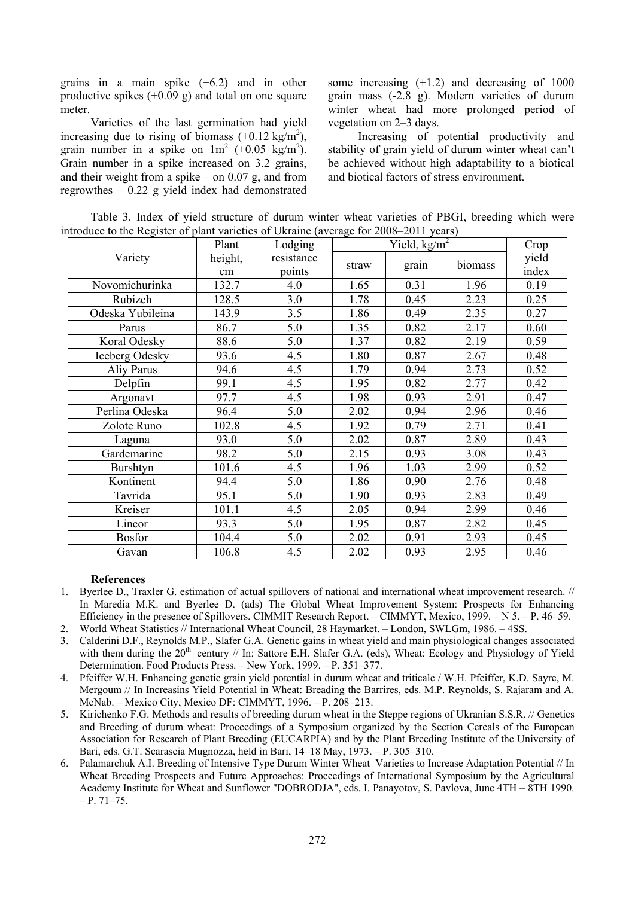grains in a main spike (+6.2) and in other productive spikes (+0.09 g) and total on one square meter.

Varieties of the last germination had yield increasing due to rising of biomass (+0.12 kg/m$^2$), grain number in a spike on 1m$^2$ (+0.05 kg/m$^2$). Grain number in a spike increased on 3.2 grains, and their weight from a spike – on 0.07 g, and from regrowthes – 0.22 g yield index had demonstrated some increasing (+1.2) and decreasing of 1000 grain mass (-2.8 g). Modern varieties of durum winter wheat had more prolonged period of vegetation on 2–3 days.

Increasing of potential productivity and stability of grain yield of durum winter wheat can't be achieved without high adaptability to a biotical and biotical factors of stress environment.

Table 3. Index of yield structure of durum winter wheat varieties of PBGI, breeding which were introduce to the Register of plant varieties of Ukraine (average for 2008–2011 years)

| Variety | Plant height, cm | Lodging resistance points | Yield, kg/m$^2$ | | | Crop yield index |
|---|---|---|---|---|---|---|
| | | | straw | grain | biomass | |
| Novomichurinka | 132.7 | 4.0 | 1.65 | 0.31 | 1.96 | 0.19 |
| Rubizch | 128.5 | 3.0 | 1.78 | 0.45 | 2.23 | 0.25 |
| Odeska Yubileina | 143.9 | 3.5 | 1.86 | 0.49 | 2.35 | 0.27 |
| Parus | 86.7 | 5.0 | 1.35 | 0.82 | 2.17 | 0.60 |
| Koral Odesky | 88.6 | 5.0 | 1.37 | 0.82 | 2.19 | 0.59 |
| Iceberg Odesky | 93.6 | 4.5 | 1.80 | 0.87 | 2.67 | 0.48 |
| Aliy Parus | 94.6 | 4.5 | 1.79 | 0.94 | 2.73 | 0.52 |
| Delpfin | 99.1 | 4.5 | 1.95 | 0.82 | 2.77 | 0.42 |
| Argonavt | 97.7 | 4.5 | 1.98 | 0.93 | 2.91 | 0.47 |
| Perlina Odeska | 96.4 | 5.0 | 2.02 | 0.94 | 2.96 | 0.46 |
| Zolote Runo | 102.8 | 4.5 | 1.92 | 0.79 | 2.71 | 0.41 |
| Laguna | 93.0 | 5.0 | 2.02 | 0.87 | 2.89 | 0.43 |
| Gardemarine | 98.2 | 5.0 | 2.15 | 0.93 | 3.08 | 0.43 |
| Burshtyn | 101.6 | 4.5 | 1.96 | 1.03 | 2.99 | 0.52 |
| Kontinent | 94.4 | 5.0 | 1.86 | 0.90 | 2.76 | 0.48 |
| Tavrida | 95.1 | 5.0 | 1.90 | 0.93 | 2.83 | 0.49 |
| Kreiser | 101.1 | 4.5 | 2.05 | 0.94 | 2.99 | 0.46 |
| Lincor | 93.3 | 5.0 | 1.95 | 0.87 | 2.82 | 0.45 |
| Bosfor | 104.4 | 5.0 | 2.02 | 0.91 | 2.93 | 0.45 |
| Gavan | 106.8 | 4.5 | 2.02 | 0.93 | 2.95 | 0.46 |

**References**

1. Byerlee D., Traxler G. estimation of actual spillovers of national and international wheat improvement research. // In Maredia M.K. and Byerlee D. (ads) The Global Wheat Improvement System: Prospects for Enhancing Efficiency in the presence of Spillovers. CIMMIT Research Report. – CIMMYT, Mexico, 1999. – N 5. – P. 46–59.
2. World Wheat Statistics // International Wheat Council, 28 Haymarket. – London, SWLGm, 1986. – 4SS.
3. Calderini D.F., Reynolds M.P., Slafer G.A. Genetic gains in wheat yield and main physiological changes associated with them during the 20th century // In: Sattore E.H. Slafer G.A. (eds), Wheat: Ecology and Physiology of Yield Determination. Food Products Press. – New York, 1999. – P. 351–377.
4. Pfeiffer W.H. Enhancing genetic grain yield potential in durum wheat and triticale / W.H. Pfeiffer, K.D. Sayre, M. Mergoum // In Increasins Yield Potential in Wheat: Breading the Barrires, eds. M.P. Reynolds, S. Rajaram and A. McNab. – Mexico City, Mexico DF: CIMMYT, 1996. – P. 208–213.
5. Kirichenko F.G. Methods and results of breeding durum wheat in the Steppe regions of Ukranian S.S.R. // Genetics and Breeding of durum wheat: Proceedings of a Symposium organized by the Section Cereals of the European Association for Research of Plant Breeding (EUCARPIA) and by the Plant Breeding Institute of the University of Bari, eds. G.T. Scarascia Mugnozza, held in Bari, 14–18 May, 1973. – P. 305–310.
6. Palamarchuk A.I. Breeding of Intensive Type Durum Winter Wheat Varieties to Increase Adaptation Potential // In Wheat Breeding Prospects and Future Approaches: Proceedings of International Symposium by the Agricultural Academy Institute for Wheat and Sunflower "DOBRODJA", eds. I. Panayotov, S. Pavlova, June 4TH – 8TH 1990. – P. 71–75.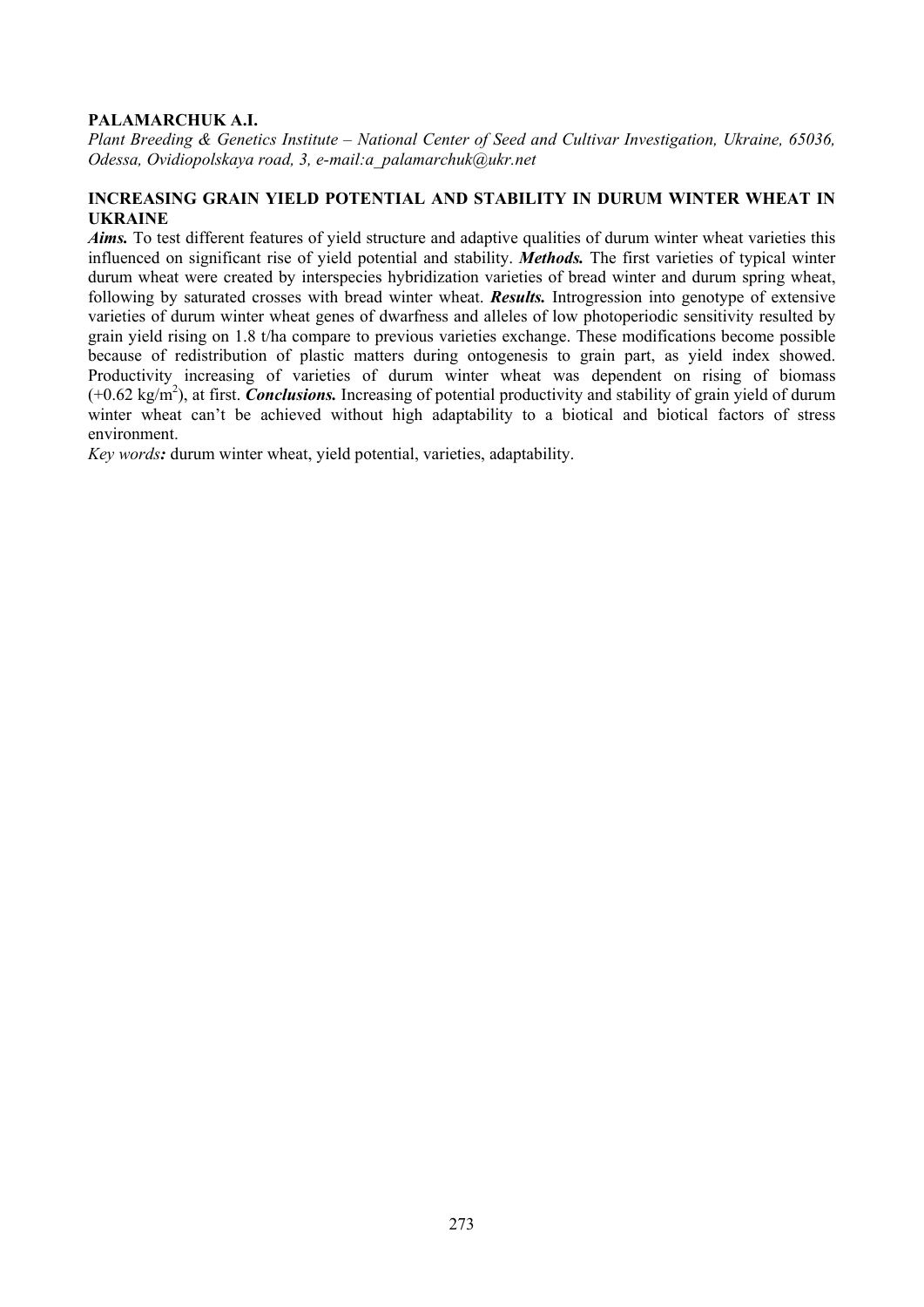**PALAMARCHUK A.I.**

*Plant Breeding & Genetics Institute – National Center of Seed and Cultivar Investigation, Ukraine, 65036, Odessa, Ovidiopolskaya road, 3, e-mail:a_palamarchuk@ukr.net*

**INCREASING GRAIN YIELD POTENTIAL AND STABILITY IN DURUM WINTER WHEAT IN UKRAINE**

***Aims.*** To test different features of yield structure and adaptive qualities of durum winter wheat varieties this influenced on significant rise of yield potential and stability. ***Methods.*** The first varieties of typical winter durum wheat were created by interspecies hybridization varieties of bread winter and durum spring wheat, following by saturated crosses with bread winter wheat. ***Results.*** Introgression into genotype of extensive varieties of durum winter wheat genes of dwarfness and alleles of low photoperiodic sensitivity resulted by grain yield rising on 1.8 t/ha compare to previous varieties exchange. These modifications become possible because of redistribution of plastic matters during ontogenesis to grain part, as yield index showed. Productivity increasing of varieties of durum winter wheat was dependent on rising of biomass (+0.62 kg/m$^2$), at first. ***Conclusions.*** Increasing of potential productivity and stability of grain yield of durum winter wheat can't be achieved without high adaptability to a biotical and biotical factors of stress environment.

*Key words:* durum winter wheat, yield potential, varieties, adaptability.